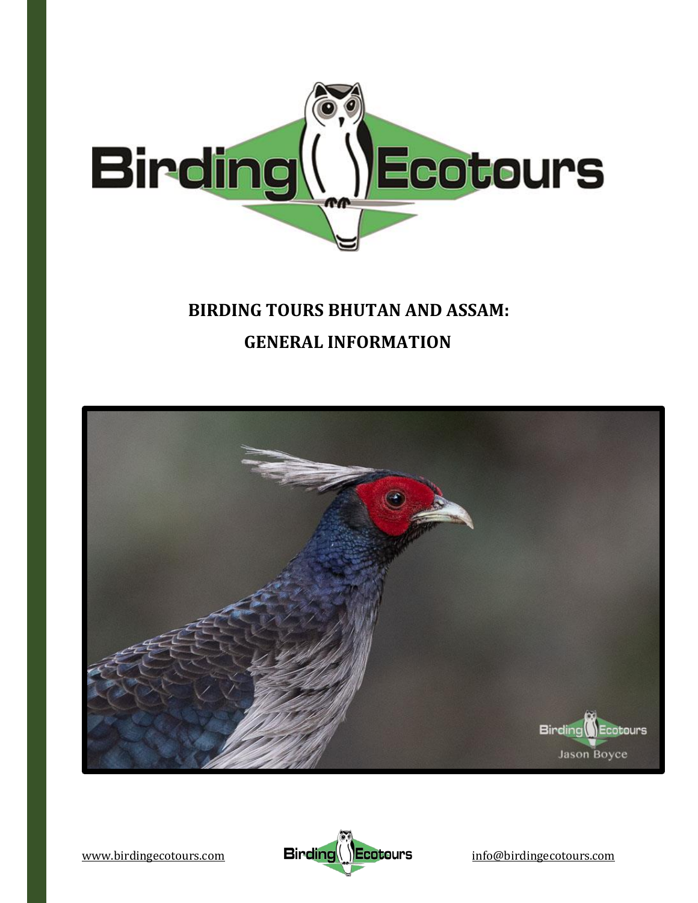# BIRDING TOURS BHUTAN AND ASSAM: GENERAL INFORMATION

www.birdingecotours.com

info@birdingecotours.com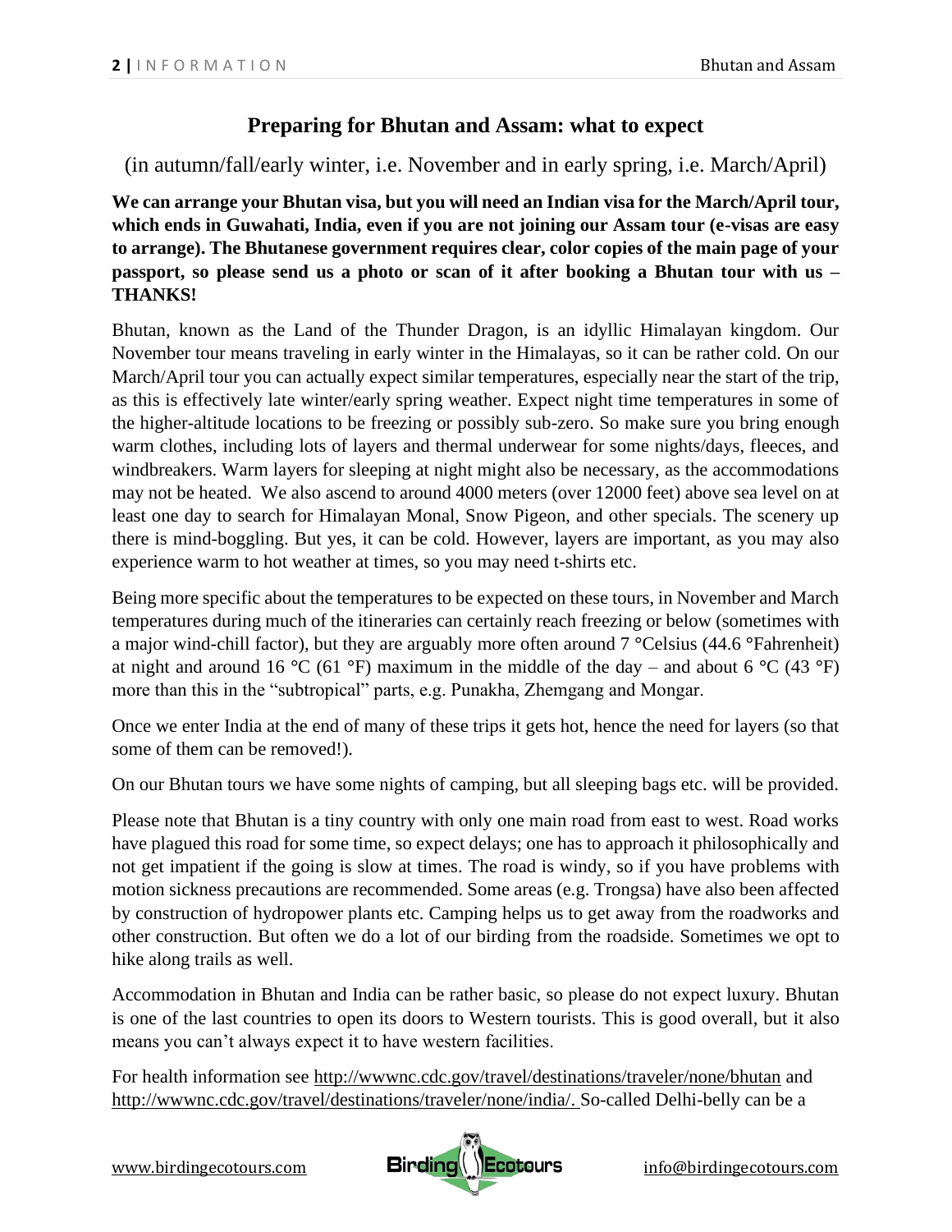## Preparing for Bhutan and Assam: what to expect

(in autumn/fall/early winter, i.e. November and in early spring, i.e. March/April)

**We can arrange your Bhutan visa, but you will need an Indian visa for the March/April tour, which ends in Guwahati, India, even if you are not joining our Assam tour (e-visas are easy to arrange). The Bhutanese government requires clear, color copies of the main page of your passport, so please send us a photo or scan of it after booking a Bhutan tour with us – THANKS!**

Bhutan, known as the Land of the Thunder Dragon, is an idyllic Himalayan kingdom. Our November tour means traveling in early winter in the Himalayas, so it can be rather cold. On our March/April tour you can actually expect similar temperatures, especially near the start of the trip, as this is effectively late winter/early spring weather. Expect night time temperatures in some of the higher-altitude locations to be freezing or possibly sub-zero. So make sure you bring enough warm clothes, including lots of layers and thermal underwear for some nights/days, fleeces, and windbreakers. Warm layers for sleeping at night might also be necessary, as the accommodations may not be heated. We also ascend to around 4000 meters (over 12000 feet) above sea level on at least one day to search for Himalayan Monal, Snow Pigeon, and other specials. The scenery up there is mind-boggling. But yes, it can be cold. However, layers are important, as you may also experience warm to hot weather at times, so you may need t-shirts etc.

Being more specific about the temperatures to be expected on these tours, in November and March temperatures during much of the itineraries can certainly reach freezing or below (sometimes with a major wind-chill factor), but they are arguably more often around 7 °Celsius (44.6 °Fahrenheit) at night and around 16 °C (61 °F) maximum in the middle of the day – and about 6 °C (43 °F) more than this in the "subtropical" parts, e.g. Punakha, Zhemgang and Mongar.

Once we enter India at the end of many of these trips it gets hot, hence the need for layers (so that some of them can be removed!).

On our Bhutan tours we have some nights of camping, but all sleeping bags etc. will be provided.

Please note that Bhutan is a tiny country with only one main road from east to west. Road works have plagued this road for some time, so expect delays; one has to approach it philosophically and not get impatient if the going is slow at times. The road is windy, so if you have problems with motion sickness precautions are recommended. Some areas (e.g. Trongsa) have also been affected by construction of hydropower plants etc. Camping helps us to get away from the roadworks and other construction. But often we do a lot of our birding from the roadside. Sometimes we opt to hike along trails as well.

Accommodation in Bhutan and India can be rather basic, so please do not expect luxury. Bhutan is one of the last countries to open its doors to Western tourists. This is good overall, but it also means you can't always expect it to have western facilities.

For health information see http://wwwnc.cdc.gov/travel/destinations/traveler/none/bhutan and http://wwwnc.cdc.gov/travel/destinations/traveler/none/india/. So-called Delhi-belly can be a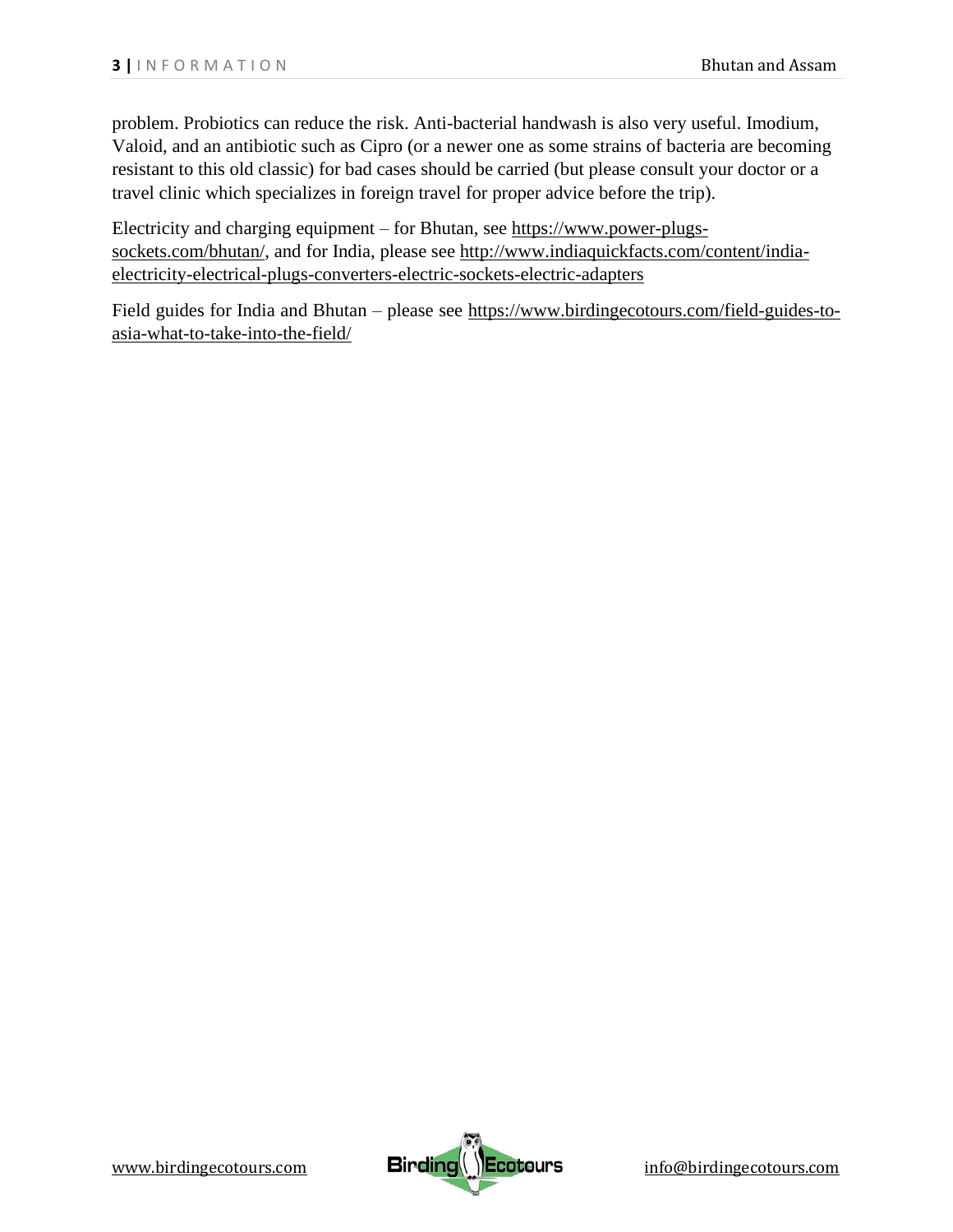problem. Probiotics can reduce the risk. Anti-bacterial handwash is also very useful. Imodium, Valoid, and an antibiotic such as Cipro (or a newer one as some strains of bacteria are becoming resistant to this old classic) for bad cases should be carried (but please consult your doctor or a travel clinic which specializes in foreign travel for proper advice before the trip).

Electricity and charging equipment – for Bhutan, see https://www.power-plugs-sockets.com/bhutan/, and for India, please see http://www.indiaquickfacts.com/content/india-electricity-electrical-plugs-converters-electric-sockets-electric-adapters

Field guides for India and Bhutan – please see https://www.birdingecotours.com/field-guides-to-asia-what-to-take-into-the-field/